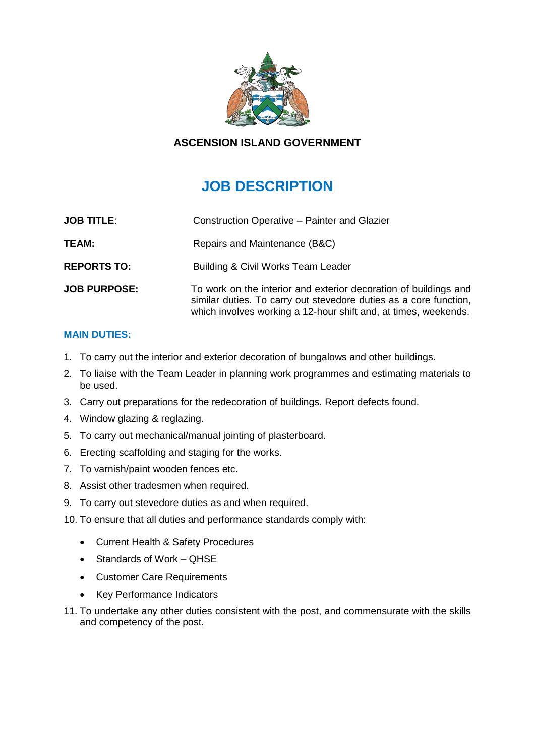**ASCENSION ISLAND GOVERNMENT**

# JOB DESCRIPTION

| | |
|---|---|
| **JOB TITLE**: | Construction Operative – Painter and Glazier |
| **TEAM:** | Repairs and Maintenance (B&C) |
| **REPORTS TO:** | Building & Civil Works Team Leader |
| **JOB PURPOSE:** | To work on the interior and exterior decoration of buildings and similar duties. To carry out stevedore duties as a core function, which involves working a 12-hour shift and, at times, weekends. |

## MAIN DUTIES:

1. To carry out the interior and exterior decoration of bungalows and other buildings.
2. To liaise with the Team Leader in planning work programmes and estimating materials to be used.
3. Carry out preparations for the redecoration of buildings. Report defects found.
4. Window glazing & reglazing.
5. To carry out mechanical/manual jointing of plasterboard.
6. Erecting scaffolding and staging for the works.
7. To varnish/paint wooden fences etc.
8. Assist other tradesmen when required.
9. To carry out stevedore duties as and when required.
10. To ensure that all duties and performance standards comply with:
    - Current Health & Safety Procedures
    - Standards of Work – QHSE
    - Customer Care Requirements
    - Key Performance Indicators
11. To undertake any other duties consistent with the post, and commensurate with the skills and competency of the post.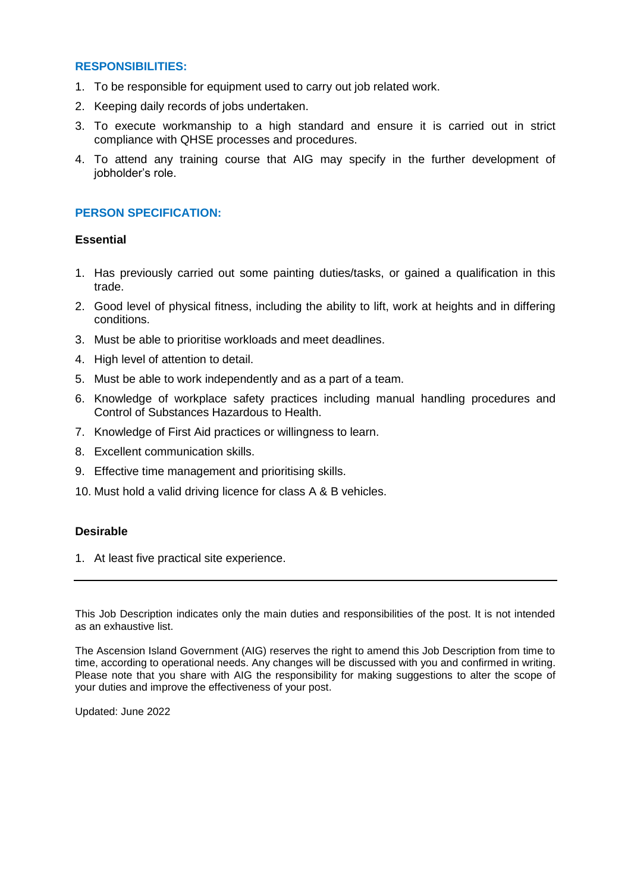## RESPONSIBILITIES:

1. To be responsible for equipment used to carry out job related work.
2. Keeping daily records of jobs undertaken.
3. To execute workmanship to a high standard and ensure it is carried out in strict compliance with QHSE processes and procedures.
4. To attend any training course that AIG may specify in the further development of jobholder's role.

## PERSON SPECIFICATION:

### Essential

1. Has previously carried out some painting duties/tasks, or gained a qualification in this trade.
2. Good level of physical fitness, including the ability to lift, work at heights and in differing conditions.
3. Must be able to prioritise workloads and meet deadlines.
4. High level of attention to detail.
5. Must be able to work independently and as a part of a team.
6. Knowledge of workplace safety practices including manual handling procedures and Control of Substances Hazardous to Health.
7. Knowledge of First Aid practices or willingness to learn.
8. Excellent communication skills.
9. Effective time management and prioritising skills.
10. Must hold a valid driving licence for class A & B vehicles.

### Desirable

1. At least five practical site experience.

---

This Job Description indicates only the main duties and responsibilities of the post. It is not intended as an exhaustive list.

The Ascension Island Government (AIG) reserves the right to amend this Job Description from time to time, according to operational needs. Any changes will be discussed with you and confirmed in writing. Please note that you share with AIG the responsibility for making suggestions to alter the scope of your duties and improve the effectiveness of your post.

Updated: June 2022